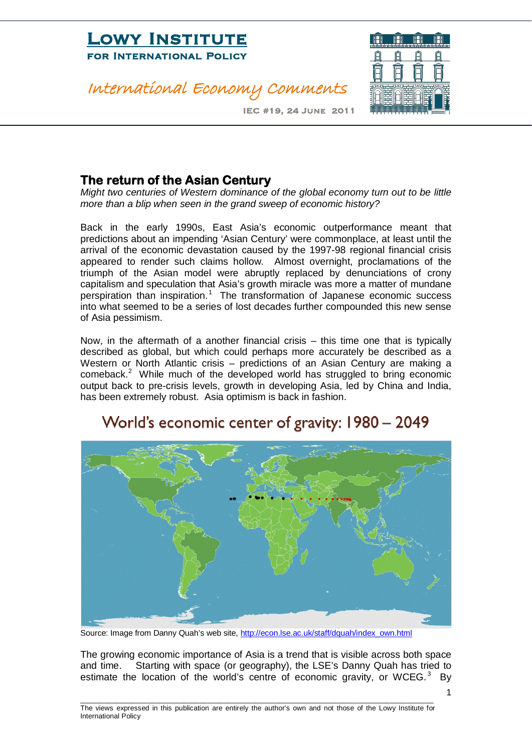# Lowy Institute for International Policy

*International Economy Comments*

IEC #19, 24 June 2011

## The return of the Asian Century

*Might two centuries of Western dominance of the global economy turn out to be little more than a blip when seen in the grand sweep of economic history?*

Back in the early 1990s, East Asia's economic outperformance meant that predictions about an impending 'Asian Century' were commonplace, at least until the arrival of the economic devastation caused by the 1997-98 regional financial crisis appeared to render such claims hollow. Almost overnight, proclamations of the triumph of the Asian model were abruptly replaced by denunciations of crony capitalism and speculation that Asia's growth miracle was more a matter of mundane perspiration than inspiration.[1] The transformation of Japanese economic success into what seemed to be a series of lost decades further compounded this new sense of Asia pessimism.

Now, in the aftermath of a another financial crisis – this time one that is typically described as global, but which could perhaps more accurately be described as a Western or North Atlantic crisis – predictions of an Asian Century are making a comeback.[2] While much of the developed world has struggled to bring economic output back to pre-crisis levels, growth in developing Asia, led by China and India, has been extremely robust. Asia optimism is back in fashion.

World's economic center of gravity: 1980 – 2049

Source: Image from Danny Quah's web site, http://econ.lse.ac.uk/staff/dquah/index_own.html

The growing economic importance of Asia is a trend that is visible across both space and time. Starting with space (or geography), the LSE's Danny Quah has tried to estimate the location of the world's centre of economic gravity, or WCEG.[3] By

The views expressed in this publication are entirely the author's own and not those of the Lowy Institute for International Policy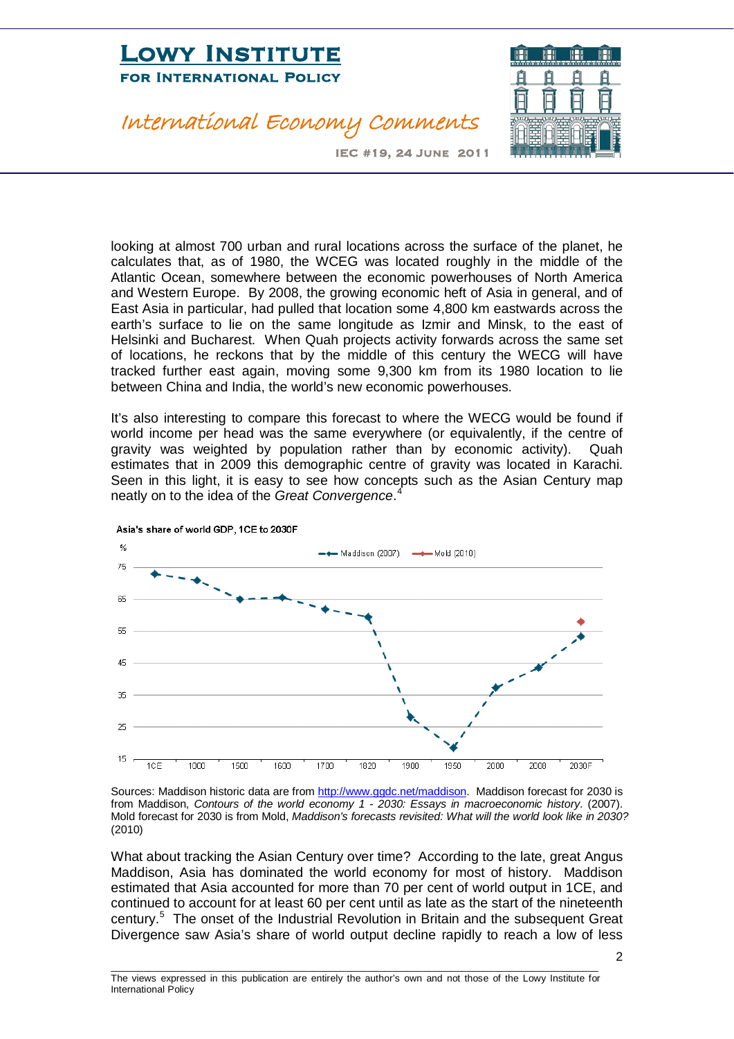looking at almost 700 urban and rural locations across the surface of the planet, he calculates that, as of 1980, the WCEG was located roughly in the middle of the Atlantic Ocean, somewhere between the economic powerhouses of North America and Western Europe. By 2008, the growing economic heft of Asia in general, and of East Asia in particular, had pulled that location some 4,800 km eastwards across the earth's surface to lie on the same longitude as Izmir and Minsk, to the east of Helsinki and Bucharest. When Quah projects activity forwards across the same set of locations, he reckons that by the middle of this century the WECG will have tracked further east again, moving some 9,300 km from its 1980 location to lie between China and India, the world's new economic powerhouses.

It's also interesting to compare this forecast to where the WECG would be found if world income per head was the same everywhere (or equivalently, if the centre of gravity was weighted by population rather than by economic activity). Quah estimates that in 2009 this demographic centre of gravity was located in Karachi. Seen in this light, it is easy to see how concepts such as the Asian Century map neatly on to the idea of the *Great Convergence*.[4]

Asia's share of world GDP, 1CE to 2030F

Sources: Maddison historic data are from http://www.ggdc.net/maddison. Maddison forecast for 2030 is from Maddison, *Contours of the world economy 1 - 2030: Essays in macroeconomic history*. (2007). Mold forecast for 2030 is from Mold, *Maddison's forecasts revisited: What will the world look like in 2030?* (2010)

What about tracking the Asian Century over time? According to the late, great Angus Maddison, Asia has dominated the world economy for most of history. Maddison estimated that Asia accounted for more than 70 per cent of world output in 1CE, and continued to account for at least 60 per cent until as late as the start of the nineteenth century.[5] The onset of the Industrial Revolution in Britain and the subsequent Great Divergence saw Asia's share of world output decline rapidly to reach a low of less

The views expressed in this publication are entirely the author's own and not those of the Lowy Institute for International Policy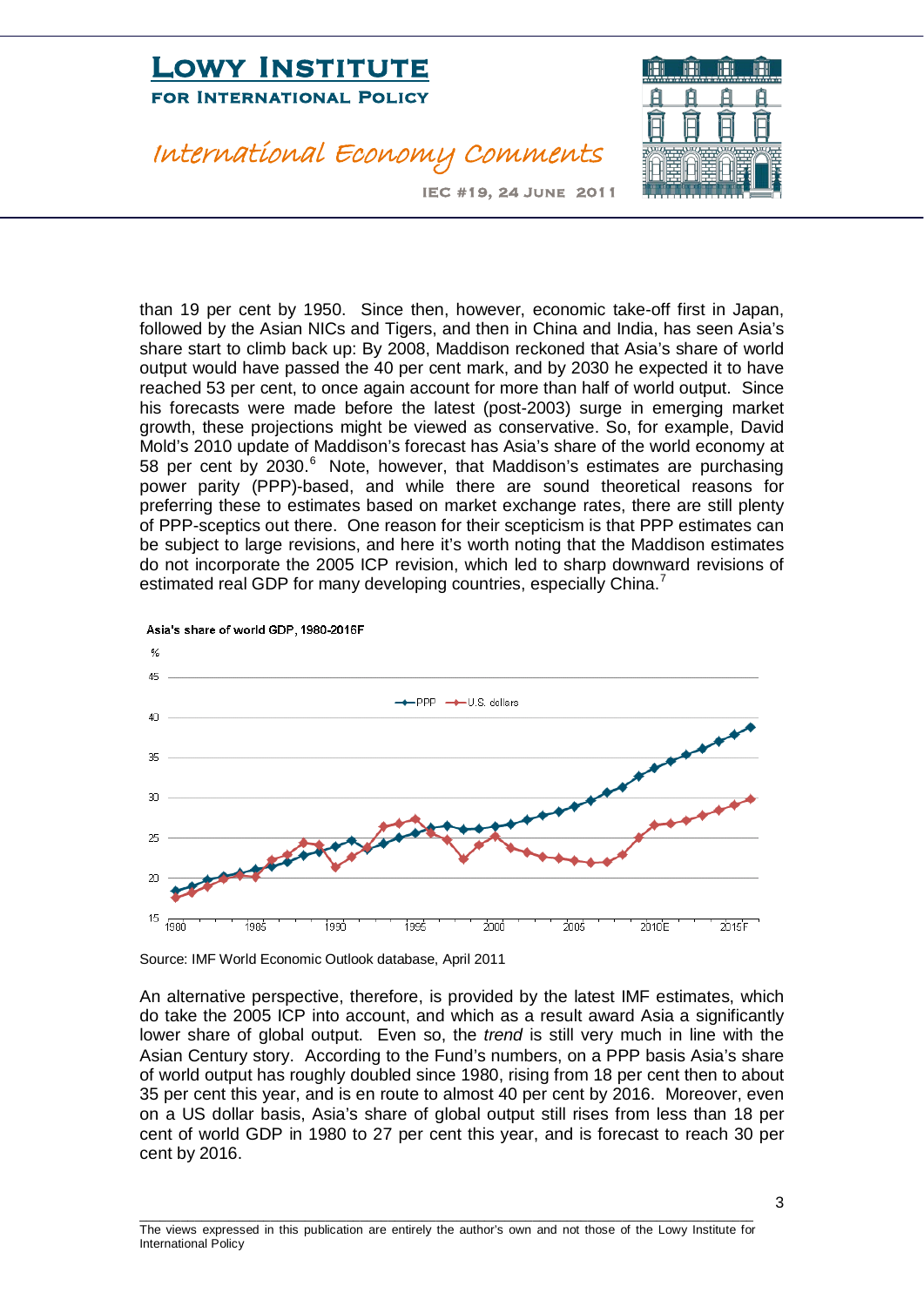than 19 per cent by 1950. Since then, however, economic take-off first in Japan, followed by the Asian NICs and Tigers, and then in China and India, has seen Asia's share start to climb back up: By 2008, Maddison reckoned that Asia's share of world output would have passed the 40 per cent mark, and by 2030 he expected it to have reached 53 per cent, to once again account for more than half of world output. Since his forecasts were made before the latest (post-2003) surge in emerging market growth, these projections might be viewed as conservative. So, for example, David Mold's 2010 update of Maddison's forecast has Asia's share of the world economy at 58 per cent by 2030.[6] Note, however, that Maddison's estimates are purchasing power parity (PPP)-based, and while there are sound theoretical reasons for preferring these to estimates based on market exchange rates, there are still plenty of PPP-sceptics out there. One reason for their scepticism is that PPP estimates can be subject to large revisions, and here it's worth noting that the Maddison estimates do not incorporate the 2005 ICP revision, which led to sharp downward revisions of estimated real GDP for many developing countries, especially China.[7]

Asia's share of world GDP, 1980-2016F

Source: IMF World Economic Outlook database, April 2011

An alternative perspective, therefore, is provided by the latest IMF estimates, which do take the 2005 ICP into account, and which as a result award Asia a significantly lower share of global output. Even so, the *trend* is still very much in line with the Asian Century story. According to the Fund's numbers, on a PPP basis Asia's share of world output has roughly doubled since 1980, rising from 18 per cent then to about 35 per cent this year, and is en route to almost 40 per cent by 2016. Moreover, even on a US dollar basis, Asia's share of global output still rises from less than 18 per cent of world GDP in 1980 to 27 per cent this year, and is forecast to reach 30 per cent by 2016.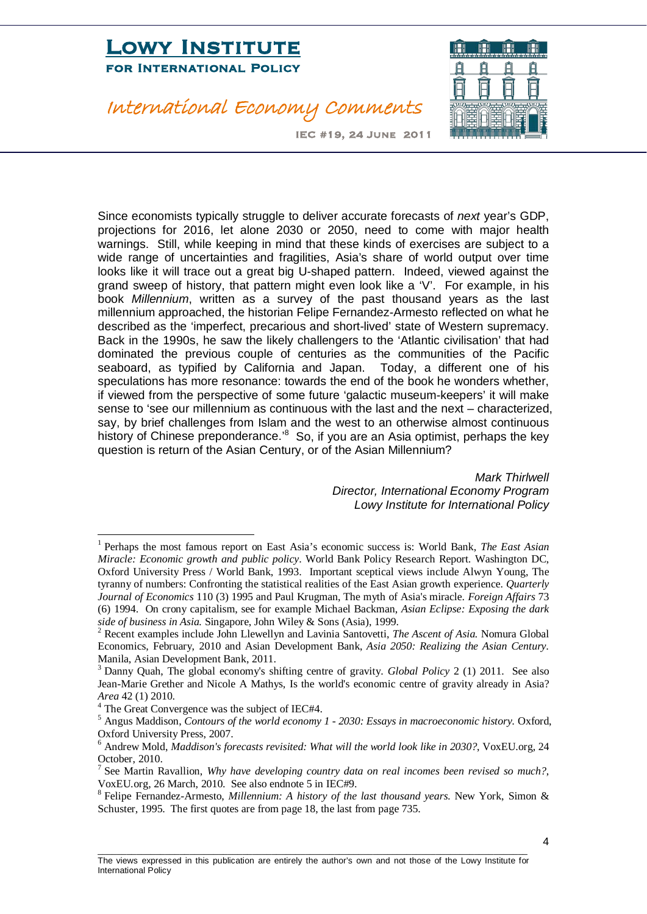Since economists typically struggle to deliver accurate forecasts of *next* year's GDP, projections for 2016, let alone 2030 or 2050, need to come with major health warnings. Still, while keeping in mind that these kinds of exercises are subject to a wide range of uncertainties and fragilities, Asia's share of world output over time looks like it will trace out a great big U-shaped pattern. Indeed, viewed against the grand sweep of history, that pattern might even look like a 'V'. For example, in his book *Millennium*, written as a survey of the past thousand years as the last millennium approached, the historian Felipe Fernandez-Armesto reflected on what he described as the 'imperfect, precarious and short-lived' state of Western supremacy. Back in the 1990s, he saw the likely challengers to the 'Atlantic civilisation' that had dominated the previous couple of centuries as the communities of the Pacific seaboard, as typified by California and Japan. Today, a different one of his speculations has more resonance: towards the end of the book he wonders whether, if viewed from the perspective of some future 'galactic museum-keepers' it will make sense to 'see our millennium as continuous with the last and the next – characterized, say, by brief challenges from Islam and the west to an otherwise almost continuous history of Chinese preponderance.'[8] So, if you are an Asia optimist, perhaps the key question is return of the Asian Century, or of the Asian Millennium?

*Mark Thirlwell*
*Director, International Economy Program*
*Lowy Institute for International Policy*

---

[1] Perhaps the most famous report on East Asia's economic success is: World Bank, *The East Asian Miracle: Economic growth and public policy*. World Bank Policy Research Report. Washington DC, Oxford University Press / World Bank, 1993. Important sceptical views include Alwyn Young, The tyranny of numbers: Confronting the statistical realities of the East Asian growth experience. *Quarterly Journal of Economics* 110 (3) 1995 and Paul Krugman, The myth of Asia's miracle. *Foreign Affairs* 73 (6) 1994. On crony capitalism, see for example Michael Backman, *Asian Eclipse: Exposing the dark side of business in Asia.* Singapore, John Wiley & Sons (Asia), 1999.

[2] Recent examples include John Llewellyn and Lavinia Santovetti, *The Ascent of Asia.* Nomura Global Economics, February, 2010 and Asian Development Bank, *Asia 2050: Realizing the Asian Century*. Manila, Asian Development Bank, 2011.

[3] Danny Quah, The global economy's shifting centre of gravity. *Global Policy* 2 (1) 2011. See also Jean-Marie Grether and Nicole A Mathys, Is the world's economic centre of gravity already in Asia? *Area* 42 (1) 2010.

[4] The Great Convergence was the subject of IEC#4.

[5] Angus Maddison, *Contours of the world economy 1 - 2030: Essays in macroeconomic history.* Oxford, Oxford University Press, 2007.

[6] Andrew Mold, *Maddison's forecasts revisited: What will the world look like in 2030?*, VoxEU.org, 24 October, 2010.

[7] See Martin Ravallion, *Why have developing country data on real incomes been revised so much?*, VoxEU.org, 26 March, 2010. See also endnote 5 in IEC#9.

[8] Felipe Fernandez-Armesto, *Millennium: A history of the last thousand years.* New York, Simon & Schuster, 1995. The first quotes are from page 18, the last from page 735.